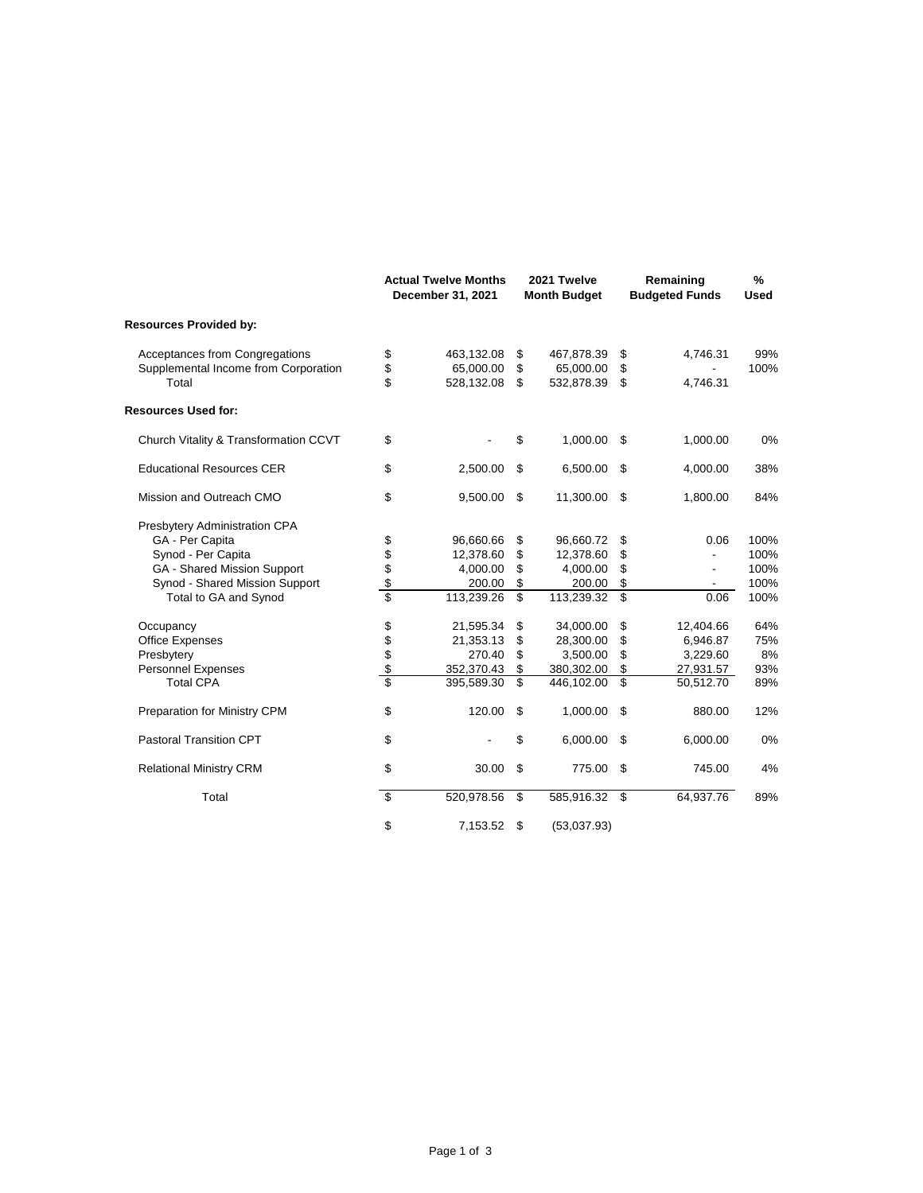| | Actual Twelve Months December 31, 2021 | 2021 Twelve Month Budget | Remaining Budgeted Funds | % Used |
|---|---|---|---|---|
| **Resources Provided by:** | | | | |
| Acceptances from Congregations | $ 463,132.08 | $ 467,878.39 | $ 4,746.31 | 99% |
| Supplemental Income from Corporation | $ 65,000.00 | $ 65,000.00 | $ - | 100% |
| Total | $ 528,132.08 | $ 532,878.39 | $ 4,746.31 | |
| **Resources Used for:** | | | | |
| Church Vitality & Transformation CCVT | $ - | $ 1,000.00 | $ 1,000.00 | 0% |
| Educational Resources CER | $ 2,500.00 | $ 6,500.00 | $ 4,000.00 | 38% |
| Mission and Outreach CMO | $ 9,500.00 | $ 11,300.00 | $ 1,800.00 | 84% |
| Presbytery Administration CPA | | | | |
| GA - Per Capita | $ 96,660.66 | $ 96,660.72 | $ 0.06 | 100% |
| Synod - Per Capita | $ 12,378.60 | $ 12,378.60 | $ - | 100% |
| GA - Shared Mission Support | $ 4,000.00 | $ 4,000.00 | $ - | 100% |
| Synod - Shared Mission Support | $ 200.00 | $ 200.00 | $ - | 100% |
| Total to GA and Synod | $ 113,239.26 | $ 113,239.32 | $ 0.06 | 100% |
| Occupancy | $ 21,595.34 | $ 34,000.00 | $ 12,404.66 | 64% |
| Office Expenses | $ 21,353.13 | $ 28,300.00 | $ 6,946.87 | 75% |
| Presbytery | $ 270.40 | $ 3,500.00 | $ 3,229.60 | 8% |
| Personnel Expenses | $ 352,370.43 | $ 380,302.00 | $ 27,931.57 | 93% |
| Total CPA | $ 395,589.30 | $ 446,102.00 | $ 50,512.70 | 89% |
| Preparation for Ministry CPM | $ 120.00 | $ 1,000.00 | $ 880.00 | 12% |
| Pastoral Transition CPT | $ - | $ 6,000.00 | $ 6,000.00 | 0% |
| Relational Ministry CRM | $ 30.00 | $ 775.00 | $ 745.00 | 4% |
| Total | $ 520,978.56 | $ 585,916.32 | $ 64,937.76 | 89% |
| | $ 7,153.52 | $ (53,037.93) | | |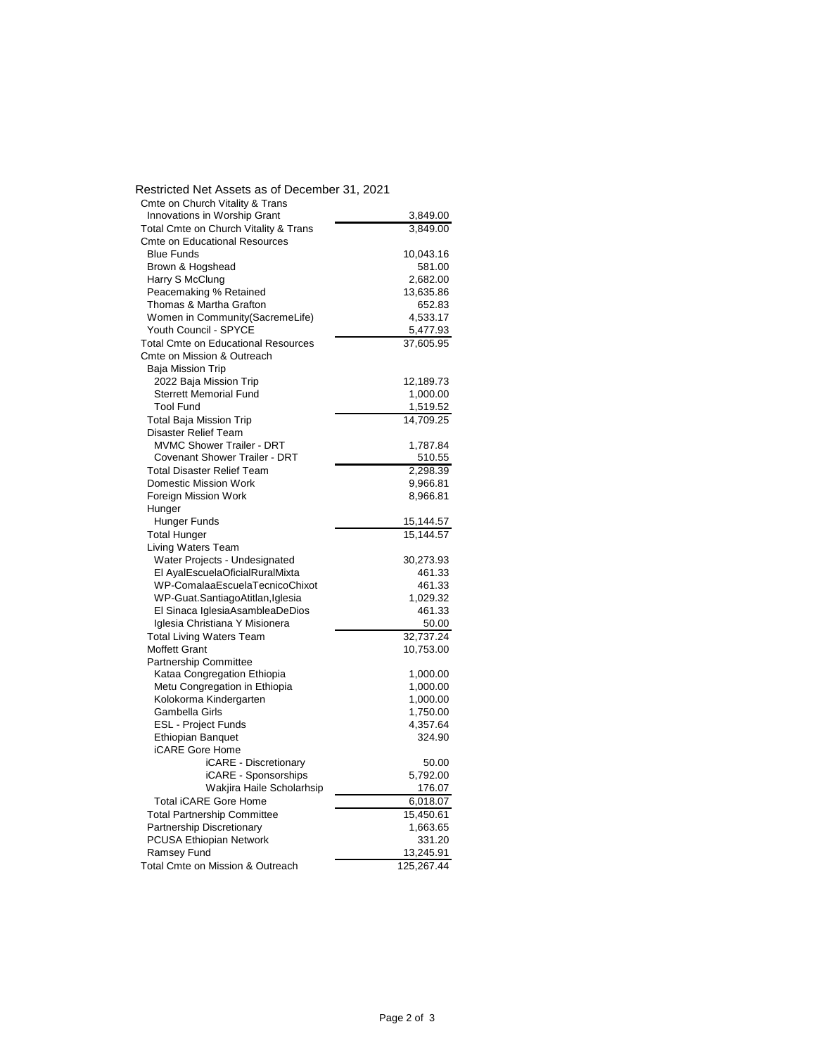## Restricted Net Assets as of December 31, 2021

| Account | Amount |
|---|---|
| Cmte on Church Vitality & Trans | |
| Innovations in Worship Grant | 3,849.00 |
| Total Cmte on Church Vitality & Trans | 3,849.00 |
| Cmte on Educational Resources | |
| Blue Funds | 10,043.16 |
| Brown & Hogshead | 581.00 |
| Harry S McClung | 2,682.00 |
| Peacemaking % Retained | 13,635.86 |
| Thomas & Martha Grafton | 652.83 |
| Women in Community(SacremeLife) | 4,533.17 |
| Youth Council - SPYCE | 5,477.93 |
| Total Cmte on Educational Resources | 37,605.95 |
| Cmte on Mission & Outreach | |
| Baja Mission Trip | |
| 2022 Baja Mission Trip | 12,189.73 |
| Sterrett Memorial Fund | 1,000.00 |
| Tool Fund | 1,519.52 |
| Total Baja Mission Trip | 14,709.25 |
| Disaster Relief Team | |
| MVMC Shower Trailer - DRT | 1,787.84 |
| Covenant Shower Trailer - DRT | 510.55 |
| Total Disaster Relief Team | 2,298.39 |
| Domestic Mission Work | 9,966.81 |
| Foreign Mission Work | 8,966.81 |
| Hunger | |
| Hunger Funds | 15,144.57 |
| Total Hunger | 15,144.57 |
| Living Waters Team | |
| Water Projects - Undesignated | 30,273.93 |
| El AyalEscuelaOficialRuralMixta | 461.33 |
| WP-ComalaaEscuelaTecnicoChixot | 461.33 |
| WP-Guat.SantiagoAtitlan,Iglesia | 1,029.32 |
| El Sinaca IglesiaAsambleaDeDios | 461.33 |
| Iglesia Christiana Y Misionera | 50.00 |
| Total Living Waters Team | 32,737.24 |
| Moffett Grant | 10,753.00 |
| Partnership Committee | |
| Kataa Congregation Ethiopia | 1,000.00 |
| Metu Congregation in Ethiopia | 1,000.00 |
| Kolokorma Kindergarten | 1,000.00 |
| Gambella Girls | 1,750.00 |
| ESL - Project Funds | 4,357.64 |
| Ethiopian Banquet | 324.90 |
| iCARE Gore Home | |
| iCARE - Discretionary | 50.00 |
| iCARE - Sponsorships | 5,792.00 |
| Wakjira Haile Scholarhsip | 176.07 |
| Total iCARE Gore Home | 6,018.07 |
| Total Partnership Committee | 15,450.61 |
| Partnership Discretionary | 1,663.65 |
| PCUSA Ethiopian Network | 331.20 |
| Ramsey Fund | 13,245.91 |
| Total Cmte on Mission & Outreach | 125,267.44 |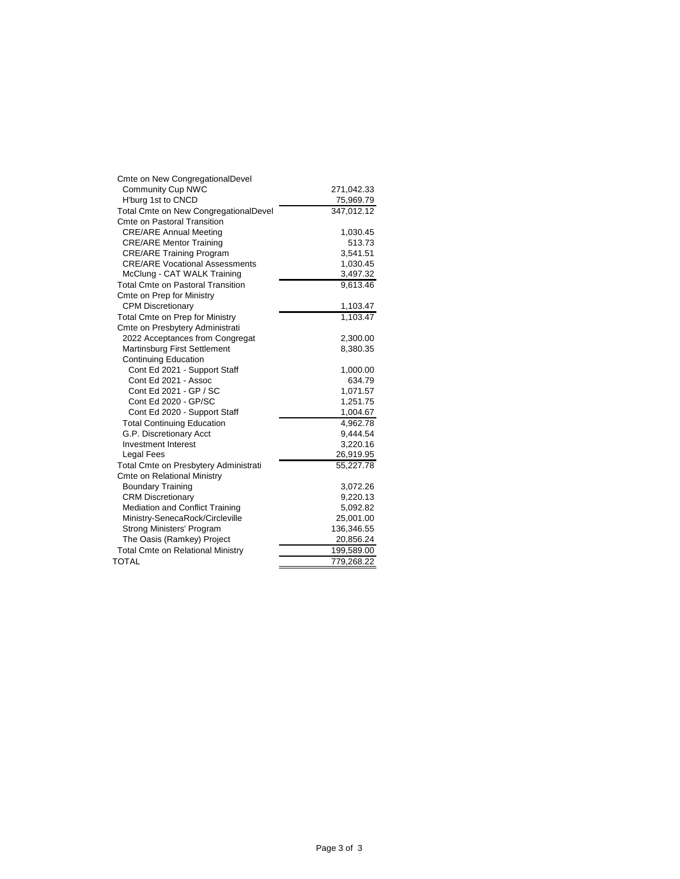| | |
|---|---|
| Cmte on New CongregationalDevel | |
| Community Cup NWC | 271,042.33 |
| H'burg 1st to CNCD | 75,969.79 |
| Total Cmte on New CongregationalDevel | 347,012.12 |
| Cmte on Pastoral Transition | |
| CRE/ARE Annual Meeting | 1,030.45 |
| CRE/ARE Mentor Training | 513.73 |
| CRE/ARE Training Program | 3,541.51 |
| CRE/ARE Vocational Assessments | 1,030.45 |
| McClung - CAT WALK Training | 3,497.32 |
| Total Cmte on Pastoral Transition | 9,613.46 |
| Cmte on Prep for Ministry | |
| CPM Discretionary | 1,103.47 |
| Total Cmte on Prep for Ministry | 1,103.47 |
| Cmte on Presbytery Administrati | |
| 2022 Acceptances from Congregat | 2,300.00 |
| Martinsburg First Settlement | 8,380.35 |
| Continuing Education | |
| Cont Ed 2021 - Support Staff | 1,000.00 |
| Cont Ed 2021 - Assoc | 634.79 |
| Cont Ed 2021 - GP / SC | 1,071.57 |
| Cont Ed 2020 - GP/SC | 1,251.75 |
| Cont Ed 2020 - Support Staff | 1,004.67 |
| Total Continuing Education | 4,962.78 |
| G.P. Discretionary Acct | 9,444.54 |
| Investment Interest | 3,220.16 |
| Legal Fees | 26,919.95 |
| Total Cmte on Presbytery Administrati | 55,227.78 |
| Cmte on Relational Ministry | |
| Boundary Training | 3,072.26 |
| CRM Discretionary | 9,220.13 |
| Mediation and Conflict Training | 5,092.82 |
| Ministry-SenecaRock/Circleville | 25,001.00 |
| Strong Ministers' Program | 136,346.55 |
| The Oasis (Ramkey) Project | 20,856.24 |
| Total Cmte on Relational Ministry | 199,589.00 |
| TOTAL | 779,268.22 |